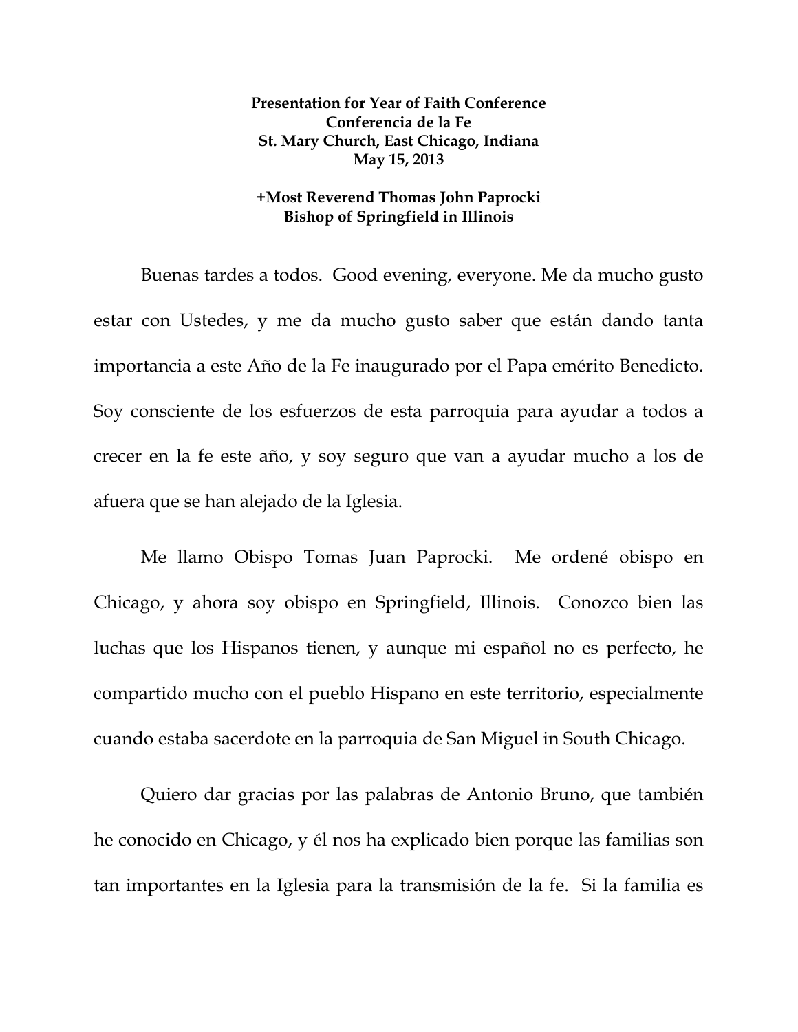**Presentation for Year of Faith Conference**
**Conferencia de la Fe**
**St. Mary Church, East Chicago, Indiana**
**May 15, 2013**

**+Most Reverend Thomas John Paprocki**
**Bishop of Springfield in Illinois**

Buenas tardes a todos. Good evening, everyone. Me da mucho gusto estar con Ustedes, y me da mucho gusto saber que están dando tanta importancia a este Año de la Fe inaugurado por el Papa emérito Benedicto. Soy consciente de los esfuerzos de esta parroquia para ayudar a todos a crecer en la fe este año, y soy seguro que van a ayudar mucho a los de afuera que se han alejado de la Iglesia.

Me llamo Obispo Tomas Juan Paprocki. Me ordené obispo en Chicago, y ahora soy obispo en Springfield, Illinois. Conozco bien las luchas que los Hispanos tienen, y aunque mi español no es perfecto, he compartido mucho con el pueblo Hispano en este territorio, especialmente cuando estaba sacerdote en la parroquia de San Miguel in South Chicago.

Quiero dar gracias por las palabras de Antonio Bruno, que también he conocido en Chicago, y él nos ha explicado bien porque las familias son tan importantes en la Iglesia para la transmisión de la fe. Si la familia es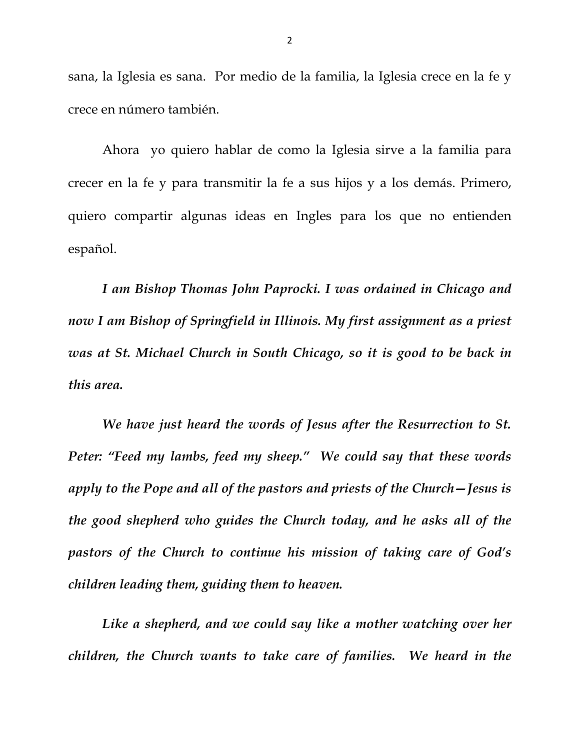sana, la Iglesia es sana. Por medio de la familia, la Iglesia crece en la fe y crece en número también.

Ahora yo quiero hablar de como la Iglesia sirve a la familia para crecer en la fe y para transmitir la fe a sus hijos y a los demás. Primero, quiero compartir algunas ideas en Ingles para los que no entienden español.

***I am Bishop Thomas John Paprocki. I was ordained in Chicago and now I am Bishop of Springfield in Illinois. My first assignment as a priest was at St. Michael Church in South Chicago, so it is good to be back in this area.***

***We have just heard the words of Jesus after the Resurrection to St. Peter: "Feed my lambs, feed my sheep." We could say that these words apply to the Pope and all of the pastors and priests of the Church—Jesus is the good shepherd who guides the Church today, and he asks all of the pastors of the Church to continue his mission of taking care of God's children leading them, guiding them to heaven.***

***Like a shepherd, and we could say like a mother watching over her children, the Church wants to take care of families. We heard in the***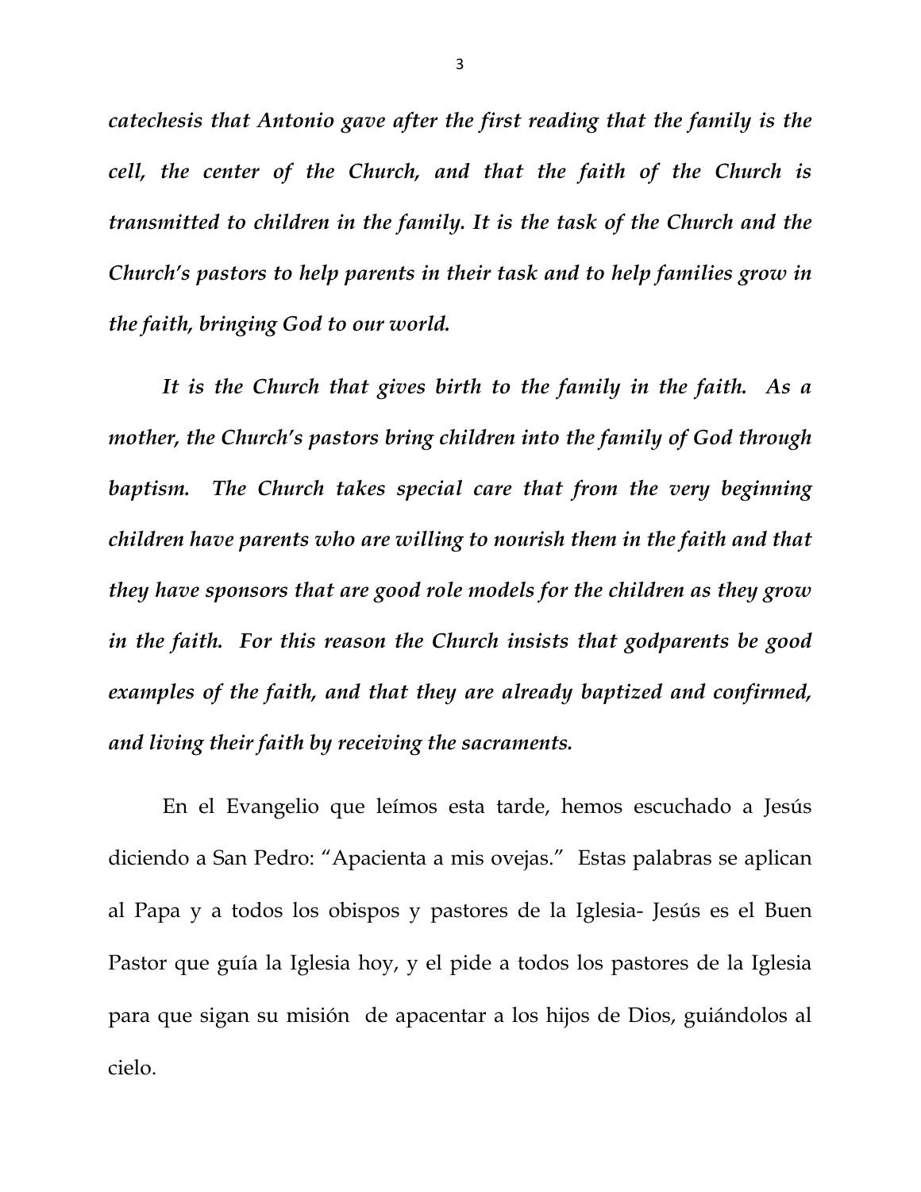***catechesis that Antonio gave after the first reading that the family is the cell, the center of the Church, and that the faith of the Church is transmitted to children in the family. It is the task of the Church and the Church's pastors to help parents in their task and to help families grow in the faith, bringing God to our world.***

***It is the Church that gives birth to the family in the faith. As a mother, the Church's pastors bring children into the family of God through baptism. The Church takes special care that from the very beginning children have parents who are willing to nourish them in the faith and that they have sponsors that are good role models for the children as they grow in the faith. For this reason the Church insists that godparents be good examples of the faith, and that they are already baptized and confirmed, and living their faith by receiving the sacraments.***

En el Evangelio que leímos esta tarde, hemos escuchado a Jesús diciendo a San Pedro: "Apacienta a mis ovejas." Estas palabras se aplican al Papa y a todos los obispos y pastores de la Iglesia- Jesús es el Buen Pastor que guía la Iglesia hoy, y el pide a todos los pastores de la Iglesia para que sigan su misión de apacentar a los hijos de Dios, guiándolos al cielo.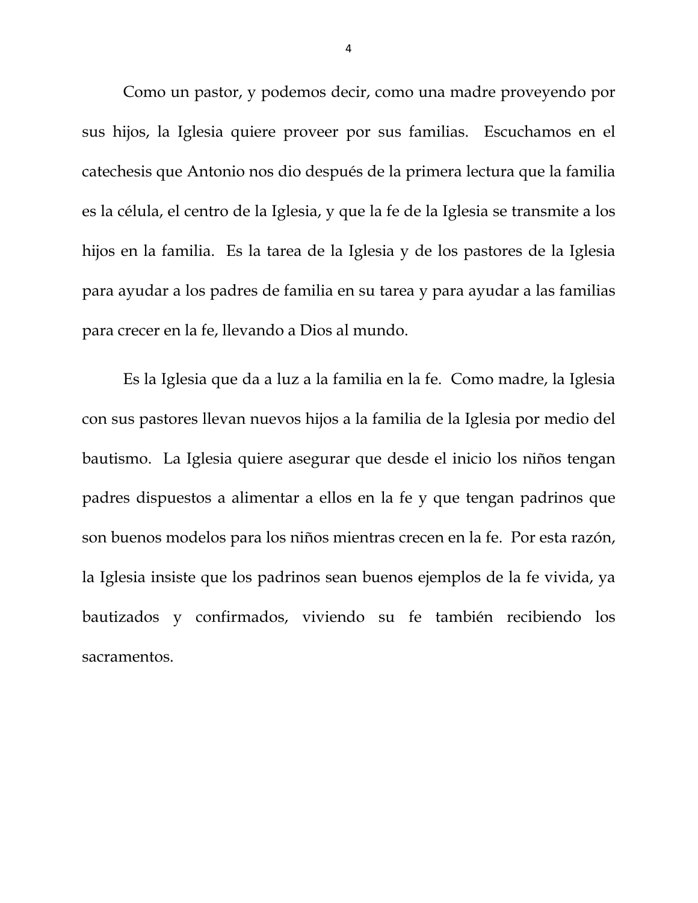Como un pastor, y podemos decir, como una madre proveyendo por sus hijos, la Iglesia quiere proveer por sus familias. Escuchamos en el catechesis que Antonio nos dio después de la primera lectura que la familia es la célula, el centro de la Iglesia, y que la fe de la Iglesia se transmite a los hijos en la familia. Es la tarea de la Iglesia y de los pastores de la Iglesia para ayudar a los padres de familia en su tarea y para ayudar a las familias para crecer en la fe, llevando a Dios al mundo.

Es la Iglesia que da a luz a la familia en la fe. Como madre, la Iglesia con sus pastores llevan nuevos hijos a la familia de la Iglesia por medio del bautismo. La Iglesia quiere asegurar que desde el inicio los niños tengan padres dispuestos a alimentar a ellos en la fe y que tengan padrinos que son buenos modelos para los niños mientras crecen en la fe. Por esta razón, la Iglesia insiste que los padrinos sean buenos ejemplos de la fe vivida, ya bautizados y confirmados, viviendo su fe también recibiendo los sacramentos.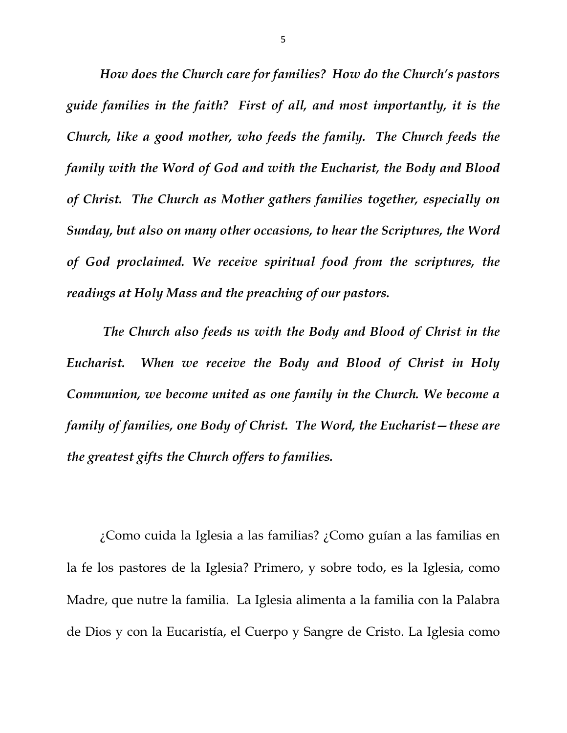*How does the Church care for families? How do the Church's pastors guide families in the faith? First of all, and most importantly, it is the Church, like a good mother, who feeds the family. The Church feeds the family with the Word of God and with the Eucharist, the Body and Blood of Christ. The Church as Mother gathers families together, especially on Sunday, but also on many other occasions, to hear the Scriptures, the Word of God proclaimed. We receive spiritual food from the scriptures, the readings at Holy Mass and the preaching of our pastors.*

*The Church also feeds us with the Body and Blood of Christ in the Eucharist. When we receive the Body and Blood of Christ in Holy Communion, we become united as one family in the Church. We become a family of families, one Body of Christ. The Word, the Eucharist—these are the greatest gifts the Church offers to families.*

¿Como cuida la Iglesia a las familias? ¿Como guían a las familias en la fe los pastores de la Iglesia? Primero, y sobre todo, es la Iglesia, como Madre, que nutre la familia. La Iglesia alimenta a la familia con la Palabra de Dios y con la Eucaristía, el Cuerpo y Sangre de Cristo. La Iglesia como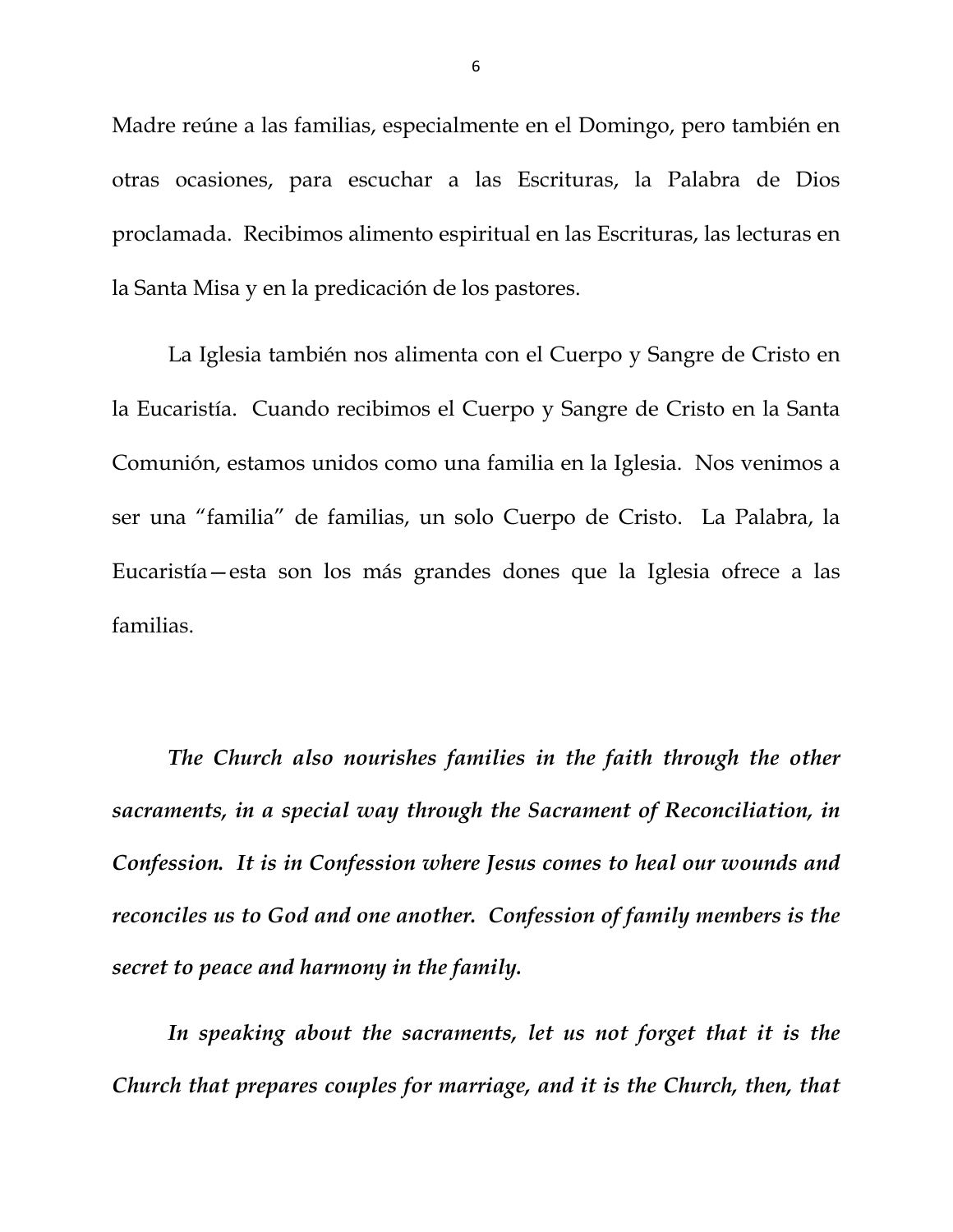Madre reúne a las familias, especialmente en el Domingo, pero también en otras ocasiones, para escuchar a las Escrituras, la Palabra de Dios proclamada. Recibimos alimento espiritual en las Escrituras, las lecturas en la Santa Misa y en la predicación de los pastores.

La Iglesia también nos alimenta con el Cuerpo y Sangre de Cristo en la Eucaristía. Cuando recibimos el Cuerpo y Sangre de Cristo en la Santa Comunión, estamos unidos como una familia en la Iglesia. Nos venimos a ser una "familia" de familias, un solo Cuerpo de Cristo. La Palabra, la Eucaristía—esta son los más grandes dones que la Iglesia ofrece a las familias.

***The Church also nourishes families in the faith through the other sacraments, in a special way through the Sacrament of Reconciliation, in Confession. It is in Confession where Jesus comes to heal our wounds and reconciles us to God and one another. Confession of family members is the secret to peace and harmony in the family.***

***In speaking about the sacraments, let us not forget that it is the Church that prepares couples for marriage, and it is the Church, then, that***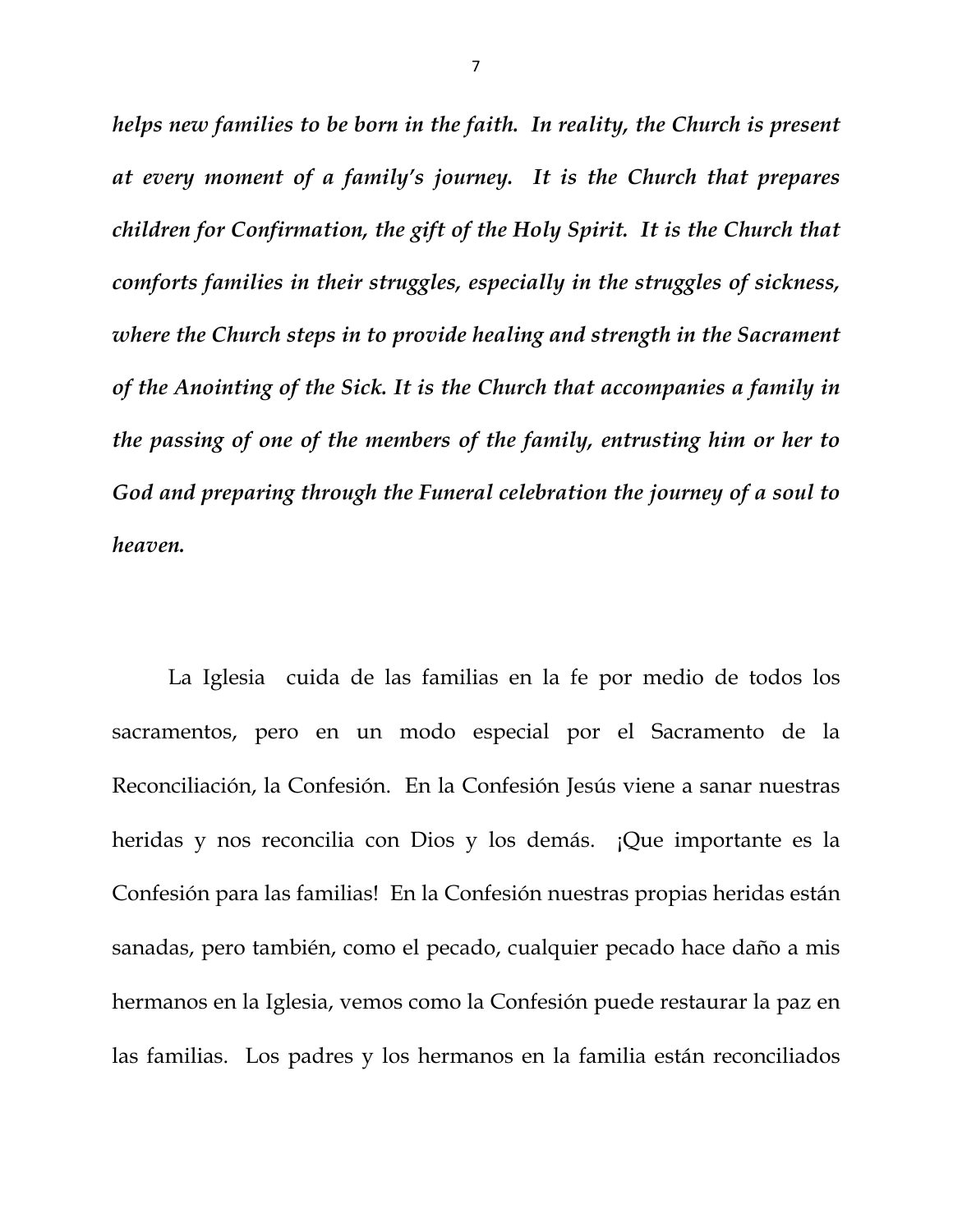***helps new families to be born in the faith. In reality, the Church is present at every moment of a family's journey. It is the Church that prepares children for Confirmation, the gift of the Holy Spirit. It is the Church that comforts families in their struggles, especially in the struggles of sickness, where the Church steps in to provide healing and strength in the Sacrament of the Anointing of the Sick. It is the Church that accompanies a family in the passing of one of the members of the family, entrusting him or her to God and preparing through the Funeral celebration the journey of a soul to heaven.***

La Iglesia cuida de las familias en la fe por medio de todos los sacramentos, pero en un modo especial por el Sacramento de la Reconciliación, la Confesión. En la Confesión Jesús viene a sanar nuestras heridas y nos reconcilia con Dios y los demás. ¡Que importante es la Confesión para las familias! En la Confesión nuestras propias heridas están sanadas, pero también, como el pecado, cualquier pecado hace daño a mis hermanos en la Iglesia, vemos como la Confesión puede restaurar la paz en las familias. Los padres y los hermanos en la familia están reconciliados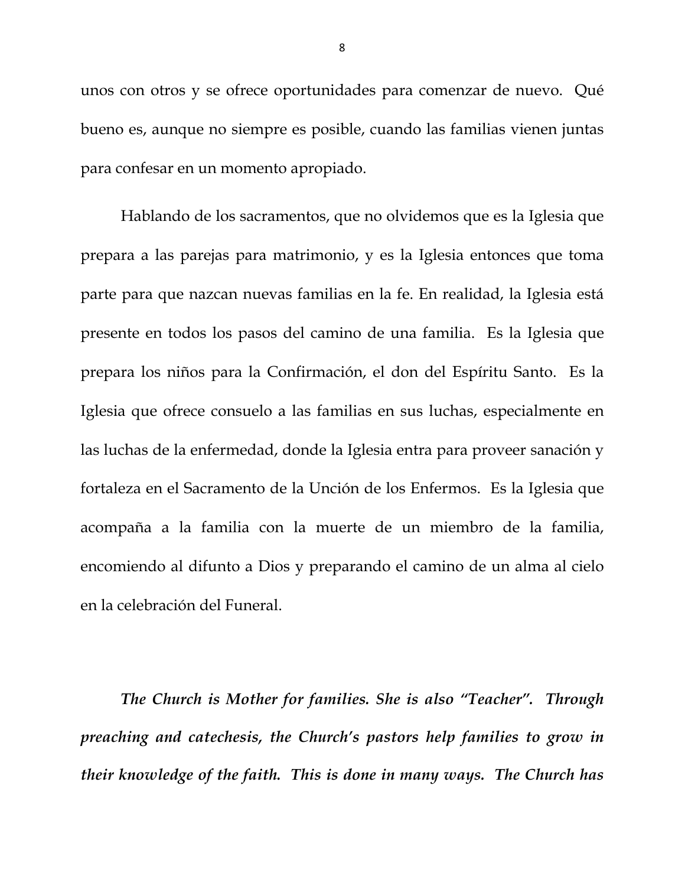unos con otros y se ofrece oportunidades para comenzar de nuevo. Qué bueno es, aunque no siempre es posible, cuando las familias vienen juntas para confesar en un momento apropiado.

Hablando de los sacramentos, que no olvidemos que es la Iglesia que prepara a las parejas para matrimonio, y es la Iglesia entonces que toma parte para que nazcan nuevas familias en la fe. En realidad, la Iglesia está presente en todos los pasos del camino de una familia. Es la Iglesia que prepara los niños para la Confirmación, el don del Espíritu Santo. Es la Iglesia que ofrece consuelo a las familias en sus luchas, especialmente en las luchas de la enfermedad, donde la Iglesia entra para proveer sanación y fortaleza en el Sacramento de la Unción de los Enfermos. Es la Iglesia que acompaña a la familia con la muerte de un miembro de la familia, encomiendo al difunto a Dios y preparando el camino de un alma al cielo en la celebración del Funeral.

***The Church is Mother for families. She is also "Teacher". Through preaching and catechesis, the Church's pastors help families to grow in their knowledge of the faith. This is done in many ways. The Church has***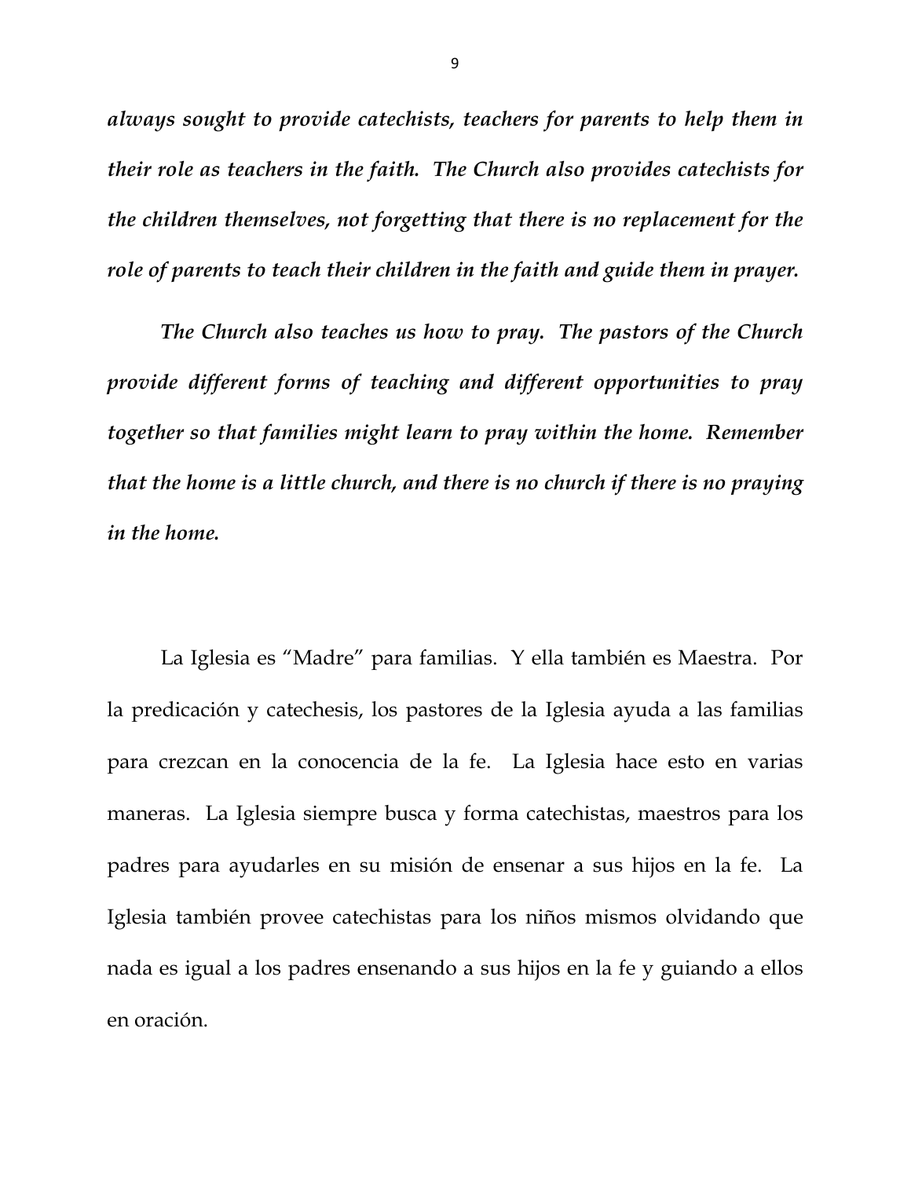*always sought to provide catechists, teachers for parents to help them in their role as teachers in the faith. The Church also provides catechists for the children themselves, not forgetting that there is no replacement for the role of parents to teach their children in the faith and guide them in prayer.*

*The Church also teaches us how to pray. The pastors of the Church provide different forms of teaching and different opportunities to pray together so that families might learn to pray within the home. Remember that the home is a little church, and there is no church if there is no praying in the home.*

La Iglesia es "Madre" para familias. Y ella también es Maestra. Por la predicación y catechesis, los pastores de la Iglesia ayuda a las familias para crezcan en la conocencia de la fe. La Iglesia hace esto en varias maneras. La Iglesia siempre busca y forma catechistas, maestros para los padres para ayudarles en su misión de ensenar a sus hijos en la fe. La Iglesia también provee catechistas para los niños mismos olvidando que nada es igual a los padres ensenando a sus hijos en la fe y guiando a ellos en oración.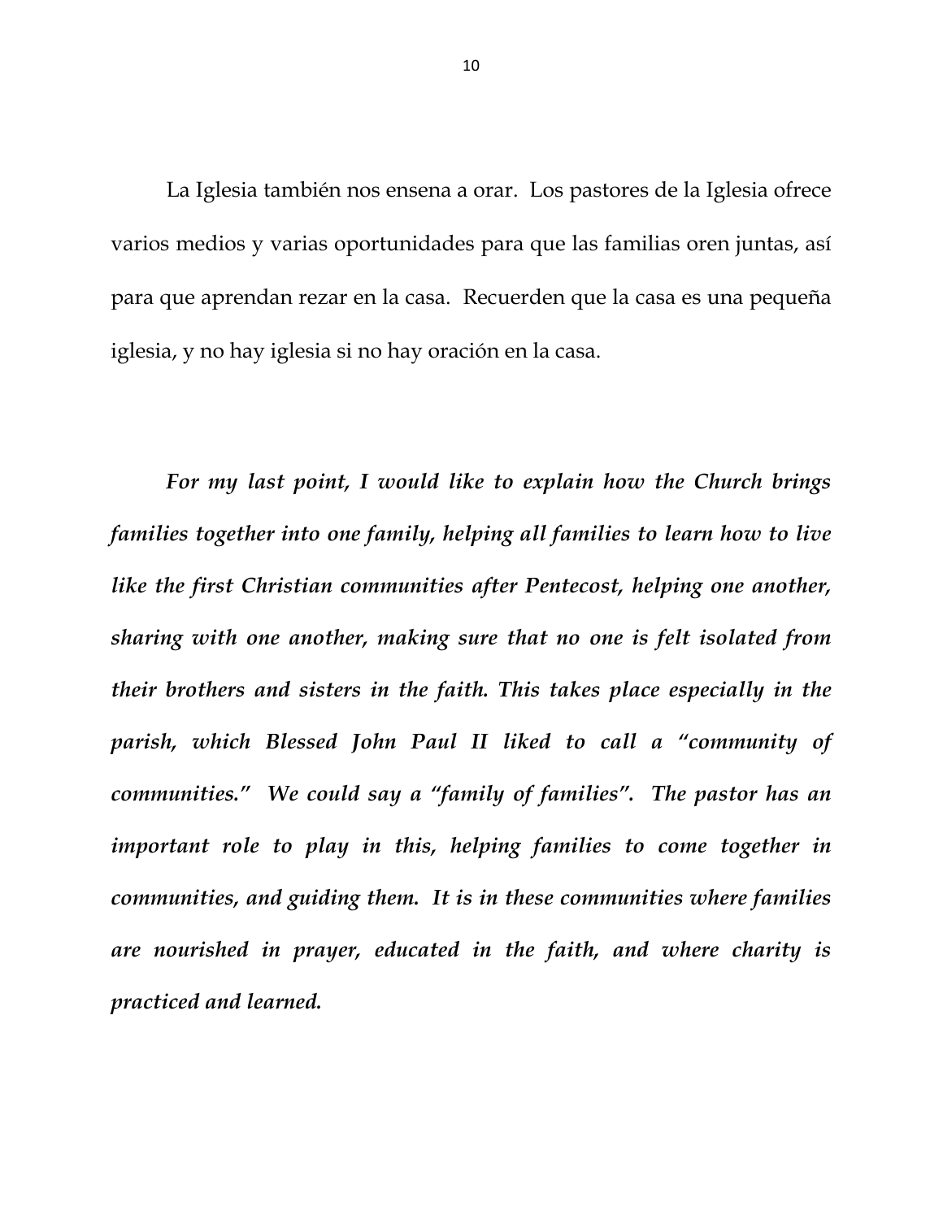La Iglesia también nos ensena a orar. Los pastores de la Iglesia ofrece varios medios y varias oportunidades para que las familias oren juntas, así para que aprendan rezar en la casa. Recuerden que la casa es una pequeña iglesia, y no hay iglesia si no hay oración en la casa.

***For my last point, I would like to explain how the Church brings families together into one family, helping all families to learn how to live like the first Christian communities after Pentecost, helping one another, sharing with one another, making sure that no one is felt isolated from their brothers and sisters in the faith. This takes place especially in the parish, which Blessed John Paul II liked to call a "community of communities." We could say a "family of families". The pastor has an important role to play in this, helping families to come together in communities, and guiding them. It is in these communities where families are nourished in prayer, educated in the faith, and where charity is practiced and learned.***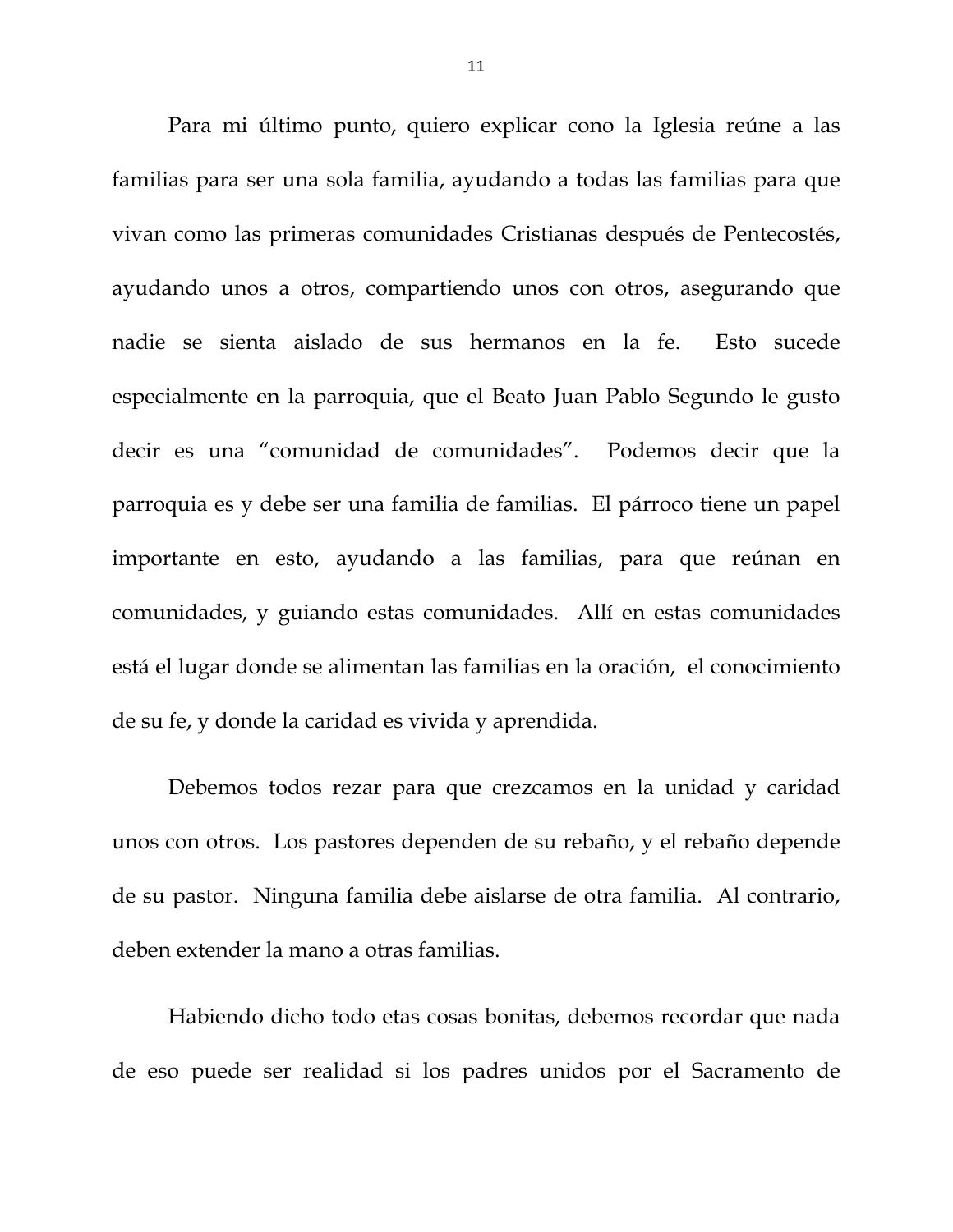Para mi último punto, quiero explicar cono la Iglesia reúne a las familias para ser una sola familia, ayudando a todas las familias para que vivan como las primeras comunidades Cristianas después de Pentecostés, ayudando unos a otros, compartiendo unos con otros, asegurando que nadie se sienta aislado de sus hermanos en la fe. Esto sucede especialmente en la parroquia, que el Beato Juan Pablo Segundo le gusto decir es una "comunidad de comunidades". Podemos decir que la parroquia es y debe ser una familia de familias. El párroco tiene un papel importante en esto, ayudando a las familias, para que reúnan en comunidades, y guiando estas comunidades. Allí en estas comunidades está el lugar donde se alimentan las familias en la oración, el conocimiento de su fe, y donde la caridad es vivida y aprendida.

Debemos todos rezar para que crezcamos en la unidad y caridad unos con otros. Los pastores dependen de su rebaño, y el rebaño depende de su pastor. Ninguna familia debe aislarse de otra familia. Al contrario, deben extender la mano a otras familias.

Habiendo dicho todo etas cosas bonitas, debemos recordar que nada de eso puede ser realidad si los padres unidos por el Sacramento de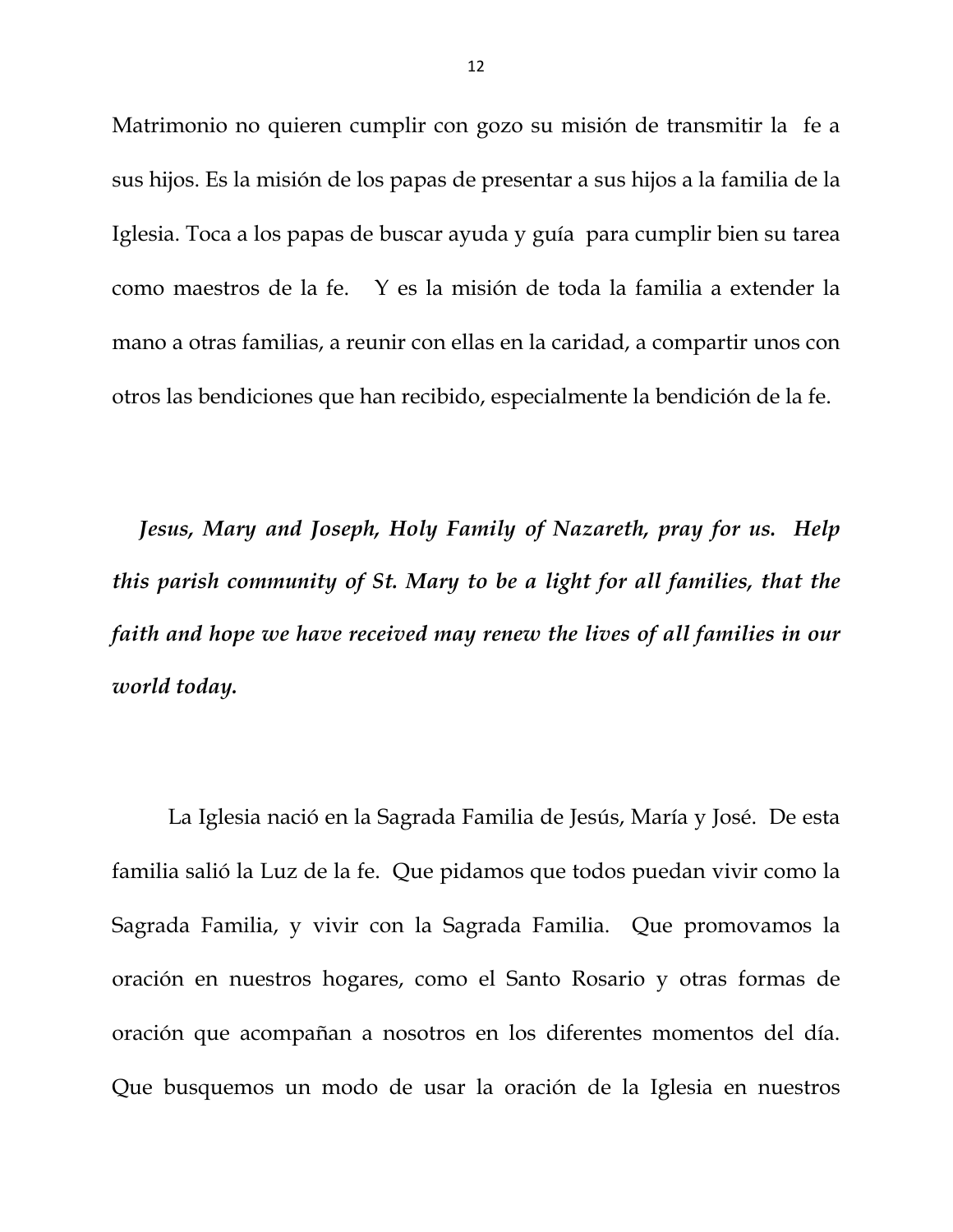Matrimonio no quieren cumplir con gozo su misión de transmitir la fe a sus hijos. Es la misión de los papas de presentar a sus hijos a la familia de la Iglesia. Toca a los papas de buscar ayuda y guía para cumplir bien su tarea como maestros de la fe. Y es la misión de toda la familia a extender la mano a otras familias, a reunir con ellas en la caridad, a compartir unos con otros las bendiciones que han recibido, especialmente la bendición de la fe.

***Jesus, Mary and Joseph, Holy Family of Nazareth, pray for us. Help this parish community of St. Mary to be a light for all families, that the faith and hope we have received may renew the lives of all families in our world today.***

La Iglesia nació en la Sagrada Familia de Jesús, María y José. De esta familia salió la Luz de la fe. Que pidamos que todos puedan vivir como la Sagrada Familia, y vivir con la Sagrada Familia. Que promovamos la oración en nuestros hogares, como el Santo Rosario y otras formas de oración que acompañan a nosotros en los diferentes momentos del día. Que busquemos un modo de usar la oración de la Iglesia en nuestros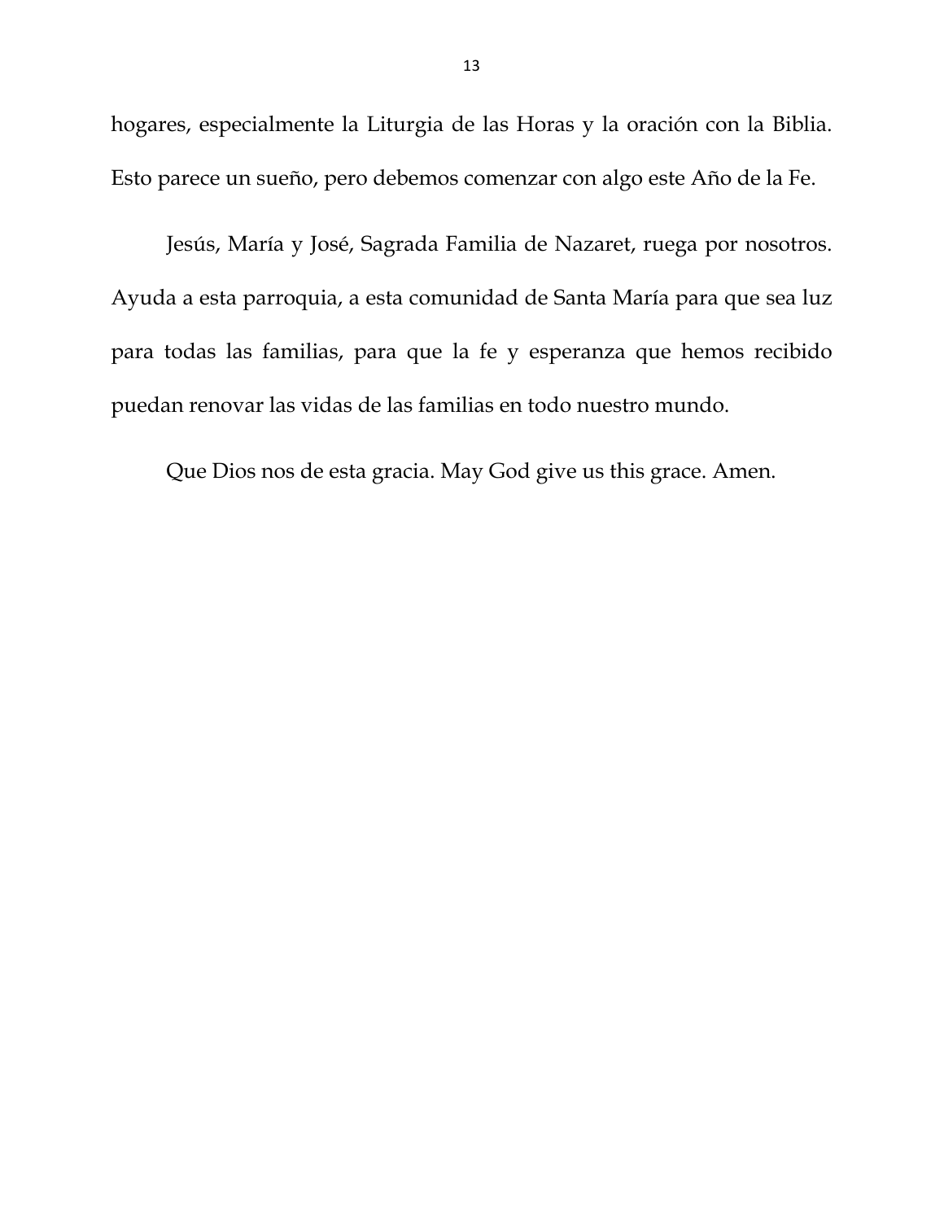hogares, especialmente la Liturgia de las Horas y la oración con la Biblia. Esto parece un sueño, pero debemos comenzar con algo este Año de la Fe.

Jesús, María y José, Sagrada Familia de Nazaret, ruega por nosotros. Ayuda a esta parroquia, a esta comunidad de Santa María para que sea luz para todas las familias, para que la fe y esperanza que hemos recibido puedan renovar las vidas de las familias en todo nuestro mundo.

Que Dios nos de esta gracia. May God give us this grace. Amen.